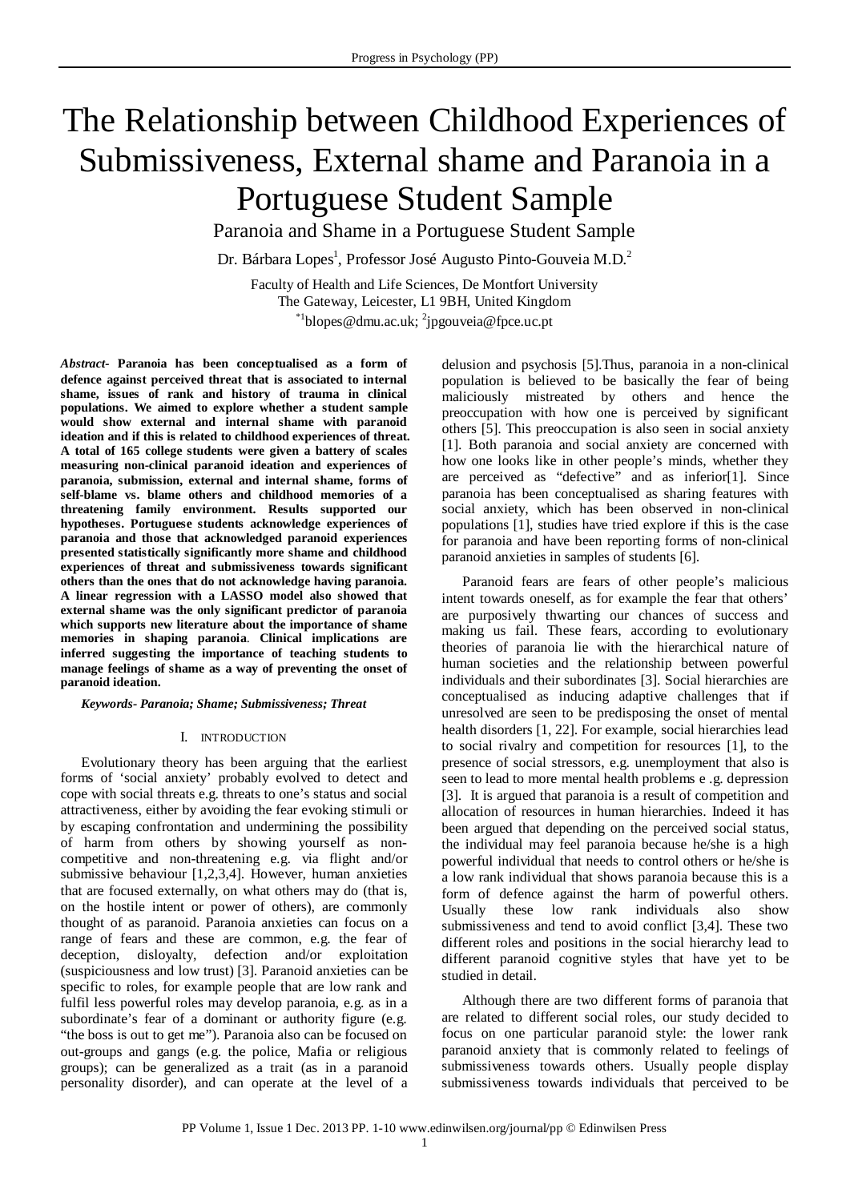# The Relationship between Childhood Experiences of Submissiveness, External shame and Paranoia in a Portuguese Student Sample

## Paranoia and Shame in a Portuguese Student Sample

Dr. Bárbara Lopes[1], Professor José Augusto Pinto-Gouveia M.D.[2]

Faculty of Health and Life Sciences, De Montfort University
The Gateway, Leicester, L1 9BH, United Kingdom
[*1]blopes@dmu.ac.uk; [2]jpgouveia@fpce.uc.pt

***Abstract-*** **Paranoia has been conceptualised as a form of defence against perceived threat that is associated to internal shame, issues of rank and history of trauma in clinical populations. We aimed to explore whether a student sample would show external and internal shame with paranoid ideation and if this is related to childhood experiences of threat. A total of 165 college students were given a battery of scales measuring non-clinical paranoid ideation and experiences of paranoia, submission, external and internal shame, forms of self-blame vs. blame others and childhood memories of a threatening family environment. Results supported our hypotheses. Portuguese students acknowledge experiences of paranoia and those that acknowledged paranoid experiences presented statistically significantly more shame and childhood experiences of threat and submissiveness towards significant others than the ones that do not acknowledge having paranoia. A linear regression with a LASSO model also showed that external shame was the only significant predictor of paranoia which supports new literature about the importance of shame memories in shaping paranoia**. **Clinical implications are inferred suggesting the importance of teaching students to manage feelings of shame as a way of preventing the onset of paranoid ideation.**

***Keywords- Paranoia; Shame; Submissiveness; Threat***

## I. INTRODUCTION

Evolutionary theory has been arguing that the earliest forms of 'social anxiety' probably evolved to detect and cope with social threats e.g. threats to one's status and social attractiveness, either by avoiding the fear evoking stimuli or by escaping confrontation and undermining the possibility of harm from others by showing yourself as non-competitive and non-threatening e.g. via flight and/or submissive behaviour [1,2,3,4]. However, human anxieties that are focused externally, on what others may do (that is, on the hostile intent or power of others), are commonly thought of as paranoid. Paranoia anxieties can focus on a range of fears and these are common, e.g. the fear of deception, disloyalty, defection and/or exploitation (suspiciousness and low trust) [3]. Paranoid anxieties can be specific to roles, for example people that are low rank and fulfil less powerful roles may develop paranoia, e.g. as in a subordinate's fear of a dominant or authority figure (e.g. "the boss is out to get me"). Paranoia also can be focused on out-groups and gangs (e.g. the police, Mafia or religious groups); can be generalized as a trait (as in a paranoid personality disorder), and can operate at the level of a delusion and psychosis [5].Thus, paranoia in a non-clinical population is believed to be basically the fear of being maliciously mistreated by others and hence the preoccupation with how one is perceived by significant others [5]. This preoccupation is also seen in social anxiety [1]. Both paranoia and social anxiety are concerned with how one looks like in other people's minds, whether they are perceived as "defective" and as inferior[1]. Since paranoia has been conceptualised as sharing features with social anxiety, which has been observed in non-clinical populations [1], studies have tried explore if this is the case for paranoia and have been reporting forms of non-clinical paranoid anxieties in samples of students [6].

Paranoid fears are fears of other people's malicious intent towards oneself, as for example the fear that others' are purposively thwarting our chances of success and making us fail. These fears, according to evolutionary theories of paranoia lie with the hierarchical nature of human societies and the relationship between powerful individuals and their subordinates [3]. Social hierarchies are conceptualised as inducing adaptive challenges that if unresolved are seen to be predisposing the onset of mental health disorders [1, 22]. For example, social hierarchies lead to social rivalry and competition for resources [1], to the presence of social stressors, e.g. unemployment that also is seen to lead to more mental health problems e .g. depression [3]. It is argued that paranoia is a result of competition and allocation of resources in human hierarchies. Indeed it has been argued that depending on the perceived social status, the individual may feel paranoia because he/she is a high powerful individual that needs to control others or he/she is a low rank individual that shows paranoia because this is a form of defence against the harm of powerful others. Usually these low rank individuals also show submissiveness and tend to avoid conflict [3,4]. These two different roles and positions in the social hierarchy lead to different paranoid cognitive styles that have yet to be studied in detail.

Although there are two different forms of paranoia that are related to different social roles, our study decided to focus on one particular paranoid style: the lower rank paranoid anxiety that is commonly related to feelings of submissiveness towards others. Usually people display submissiveness towards individuals that perceived to be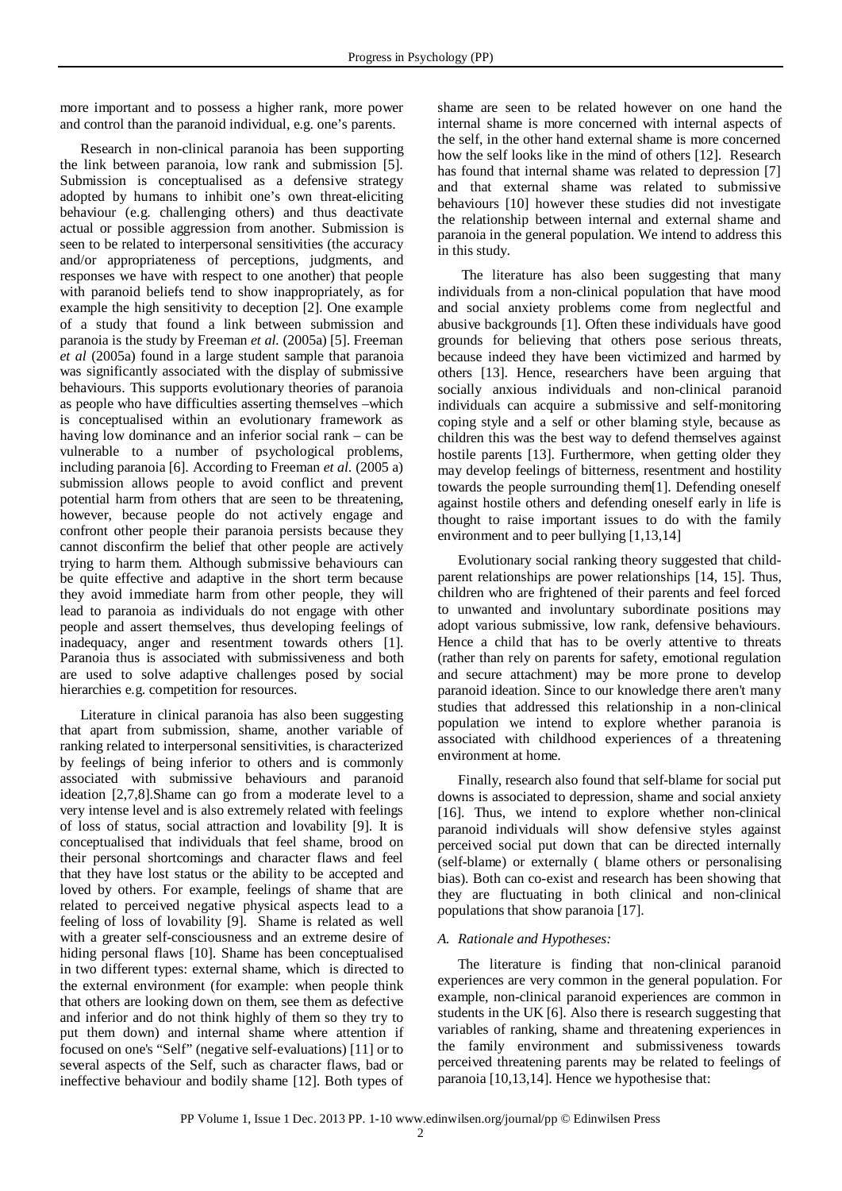more important and to possess a higher rank, more power and control than the paranoid individual, e.g. one's parents.

Research in non-clinical paranoia has been supporting the link between paranoia, low rank and submission [5]. Submission is conceptualised as a defensive strategy adopted by humans to inhibit one's own threat-eliciting behaviour (e.g. challenging others) and thus deactivate actual or possible aggression from another. Submission is seen to be related to interpersonal sensitivities (the accuracy and/or appropriateness of perceptions, judgments, and responses we have with respect to one another) that people with paranoid beliefs tend to show inappropriately, as for example the high sensitivity to deception [2]. One example of a study that found a link between submission and paranoia is the study by Freeman *et al.* (2005a) [5]. Freeman *et al* (2005a) found in a large student sample that paranoia was significantly associated with the display of submissive behaviours. This supports evolutionary theories of paranoia as people who have difficulties asserting themselves –which is conceptualised within an evolutionary framework as having low dominance and an inferior social rank – can be vulnerable to a number of psychological problems, including paranoia [6]. According to Freeman *et al*. (2005 a) submission allows people to avoid conflict and prevent potential harm from others that are seen to be threatening, however, because people do not actively engage and confront other people their paranoia persists because they cannot disconfirm the belief that other people are actively trying to harm them. Although submissive behaviours can be quite effective and adaptive in the short term because they avoid immediate harm from other people, they will lead to paranoia as individuals do not engage with other people and assert themselves, thus developing feelings of inadequacy, anger and resentment towards others [1]. Paranoia thus is associated with submissiveness and both are used to solve adaptive challenges posed by social hierarchies e.g. competition for resources.

Literature in clinical paranoia has also been suggesting that apart from submission, shame, another variable of ranking related to interpersonal sensitivities, is characterized by feelings of being inferior to others and is commonly associated with submissive behaviours and paranoid ideation [2,7,8].Shame can go from a moderate level to a very intense level and is also extremely related with feelings of loss of status, social attraction and lovability [9]. It is conceptualised that individuals that feel shame, brood on their personal shortcomings and character flaws and feel that they have lost status or the ability to be accepted and loved by others. For example, feelings of shame that are related to perceived negative physical aspects lead to a feeling of loss of lovability [9]. Shame is related as well with a greater self-consciousness and an extreme desire of hiding personal flaws [10]. Shame has been conceptualised in two different types: external shame, which is directed to the external environment (for example: when people think that others are looking down on them, see them as defective and inferior and do not think highly of them so they try to put them down) and internal shame where attention if focused on one's "Self" (negative self-evaluations) [11] or to several aspects of the Self, such as character flaws, bad or ineffective behaviour and bodily shame [12]. Both types of shame are seen to be related however on one hand the internal shame is more concerned with internal aspects of the self, in the other hand external shame is more concerned how the self looks like in the mind of others [12]. Research has found that internal shame was related to depression [7] and that external shame was related to submissive behaviours [10] however these studies did not investigate the relationship between internal and external shame and paranoia in the general population. We intend to address this in this study.

The literature has also been suggesting that many individuals from a non-clinical population that have mood and social anxiety problems come from neglectful and abusive backgrounds [1]. Often these individuals have good grounds for believing that others pose serious threats, because indeed they have been victimized and harmed by others [13]. Hence, researchers have been arguing that socially anxious individuals and non-clinical paranoid individuals can acquire a submissive and self-monitoring coping style and a self or other blaming style, because as children this was the best way to defend themselves against hostile parents [13]. Furthermore, when getting older they may develop feelings of bitterness, resentment and hostility towards the people surrounding them[1]. Defending oneself against hostile others and defending oneself early in life is thought to raise important issues to do with the family environment and to peer bullying [1,13,14]

Evolutionary social ranking theory suggested that child-parent relationships are power relationships [14, 15]. Thus, children who are frightened of their parents and feel forced to unwanted and involuntary subordinate positions may adopt various submissive, low rank, defensive behaviours. Hence a child that has to be overly attentive to threats (rather than rely on parents for safety, emotional regulation and secure attachment) may be more prone to develop paranoid ideation. Since to our knowledge there aren't many studies that addressed this relationship in a non-clinical population we intend to explore whether paranoia is associated with childhood experiences of a threatening environment at home.

Finally, research also found that self-blame for social put downs is associated to depression, shame and social anxiety [16]. Thus, we intend to explore whether non-clinical paranoid individuals will show defensive styles against perceived social put down that can be directed internally (self-blame) or externally ( blame others or personalising bias). Both can co-exist and research has been showing that they are fluctuating in both clinical and non-clinical populations that show paranoia [17].

### *A. Rationale and Hypotheses:*

The literature is finding that non-clinical paranoid experiences are very common in the general population. For example, non-clinical paranoid experiences are common in students in the UK [6]. Also there is research suggesting that variables of ranking, shame and threatening experiences in the family environment and submissiveness towards perceived threatening parents may be related to feelings of paranoia [10,13,14]. Hence we hypothesise that: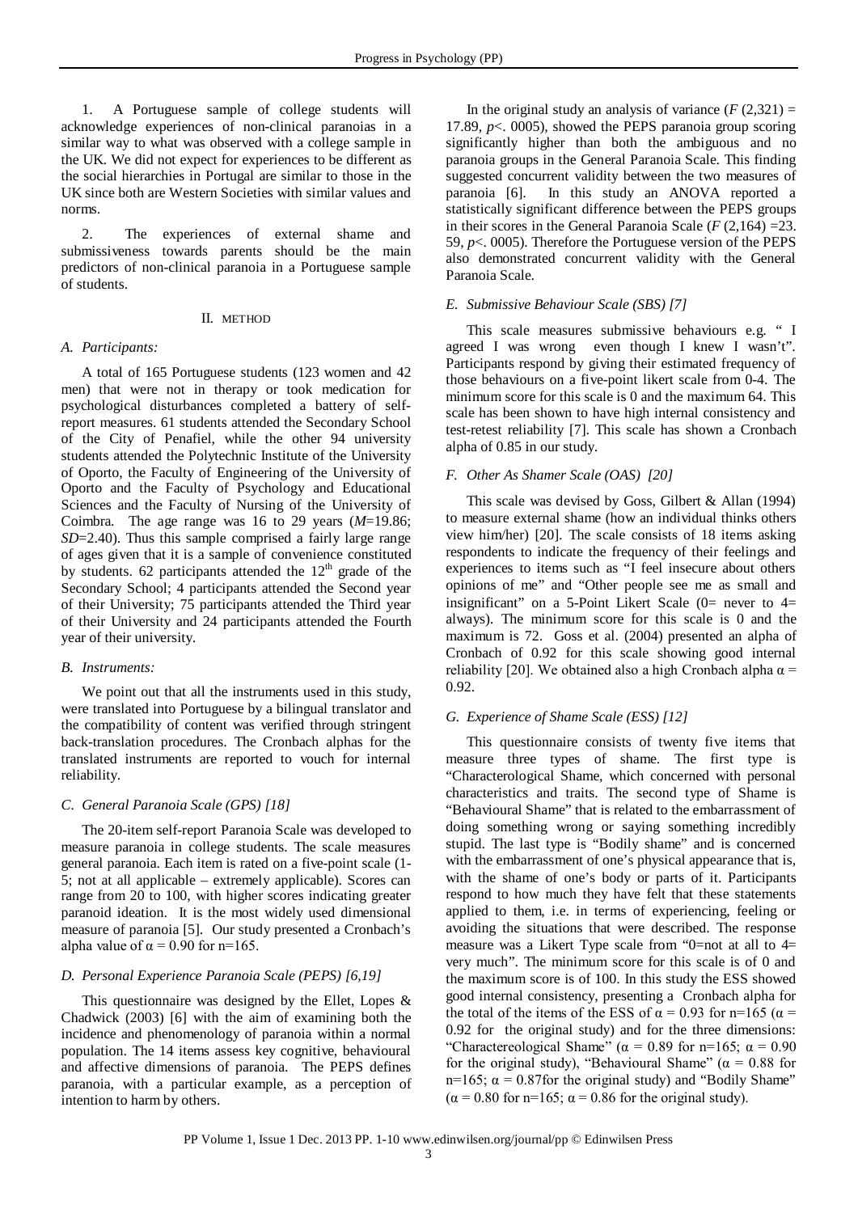1. A Portuguese sample of college students will acknowledge experiences of non-clinical paranoias in a similar way to what was observed with a college sample in the UK. We did not expect for experiences to be different as the social hierarchies in Portugal are similar to those in the UK since both are Western Societies with similar values and norms.

2. The experiences of external shame and submissiveness towards parents should be the main predictors of non-clinical paranoia in a Portuguese sample of students.

## II. METHOD

### *A. Participants:*

A total of 165 Portuguese students (123 women and 42 men) that were not in therapy or took medication for psychological disturbances completed a battery of self-report measures. 61 students attended the Secondary School of the City of Penafiel, while the other 94 university students attended the Polytechnic Institute of the University of Oporto, the Faculty of Engineering of the University of Oporto and the Faculty of Psychology and Educational Sciences and the Faculty of Nursing of the University of Coimbra. The age range was 16 to 29 years (*M*=19.86; *SD*=2.40). Thus this sample comprised a fairly large range of ages given that it is a sample of convenience constituted by students. 62 participants attended the 12th grade of the Secondary School; 4 participants attended the Second year of their University; 75 participants attended the Third year of their University and 24 participants attended the Fourth year of their university.

### *B. Instruments:*

We point out that all the instruments used in this study, were translated into Portuguese by a bilingual translator and the compatibility of content was verified through stringent back-translation procedures. The Cronbach alphas for the translated instruments are reported to vouch for internal reliability.

### *C. General Paranoia Scale (GPS) [18]*

The 20-item self-report Paranoia Scale was developed to measure paranoia in college students. The scale measures general paranoia. Each item is rated on a five-point scale (1-5; not at all applicable – extremely applicable). Scores can range from 20 to 100, with higher scores indicating greater paranoid ideation. It is the most widely used dimensional measure of paranoia [5]. Our study presented a Cronbach's alpha value of $\alpha = 0.90$ for n=165.

### *D. Personal Experience Paranoia Scale (PEPS) [6,19]*

This questionnaire was designed by the Ellet, Lopes & Chadwick (2003) [6] with the aim of examining both the incidence and phenomenology of paranoia within a normal population. The 14 items assess key cognitive, behavioural and affective dimensions of paranoia. The PEPS defines paranoia, with a particular example, as a perception of intention to harm by others.

In the original study an analysis of variance ($F\,(2{,}321) = 17.89$, $p < .0005$), showed the PEPS paranoia group scoring significantly higher than both the ambiguous and no paranoia groups in the General Paranoia Scale. This finding suggested concurrent validity between the two measures of paranoia [6]. In this study an ANOVA reported a statistically significant difference between the PEPS groups in their scores in the General Paranoia Scale ($F\,(2{,}164) = 23.59$, $p < .0005$). Therefore the Portuguese version of the PEPS also demonstrated concurrent validity with the General Paranoia Scale.

### *E. Submissive Behaviour Scale (SBS) [7]*

This scale measures submissive behaviours e.g. " I agreed I was wrong even though I knew I wasn't". Participants respond by giving their estimated frequency of those behaviours on a five-point likert scale from 0-4. The minimum score for this scale is 0 and the maximum 64. This scale has been shown to have high internal consistency and test-retest reliability [7]. This scale has shown a Cronbach alpha of 0.85 in our study.

### *F. Other As Shamer Scale (OAS) [20]*

This scale was devised by Goss, Gilbert & Allan (1994) to measure external shame (how an individual thinks others view him/her) [20]. The scale consists of 18 items asking respondents to indicate the frequency of their feelings and experiences to items such as "I feel insecure about others opinions of me" and "Other people see me as small and insignificant" on a 5-Point Likert Scale (0= never to 4= always). The minimum score for this scale is 0 and the maximum is 72. Goss et al. (2004) presented an alpha of Cronbach of 0.92 for this scale showing good internal reliability [20]. We obtained also a high Cronbach alpha $\alpha = 0.92$.

### *G. Experience of Shame Scale (ESS) [12]*

This questionnaire consists of twenty five items that measure three types of shame. The first type is "Characterological Shame, which concerned with personal characteristics and traits. The second type of Shame is "Behavioural Shame" that is related to the embarrassment of doing something wrong or saying something incredibly stupid. The last type is "Bodily shame" and is concerned with the embarrassment of one's physical appearance that is, with the shame of one's body or parts of it. Participants respond to how much they have felt that these statements applied to them, i.e. in terms of experiencing, feeling or avoiding the situations that were described. The response measure was a Likert Type scale from "0=not at all to 4= very much". The minimum score for this scale is of 0 and the maximum score is of 100. In this study the ESS showed good internal consistency, presenting a Cronbach alpha for the total of the items of the ESS of $\alpha = 0.93$ for n=165 ($\alpha = 0.92$ for the original study) and for the three dimensions: "Charactereological Shame" ($\alpha = 0.89$ for n=165; $\alpha = 0.90$ for the original study), "Behavioural Shame" ($\alpha = 0.88$ for n=165; $\alpha = 0.87$for the original study) and "Bodily Shame" ($\alpha = 0.80$ for n=165; $\alpha = 0.86$ for the original study).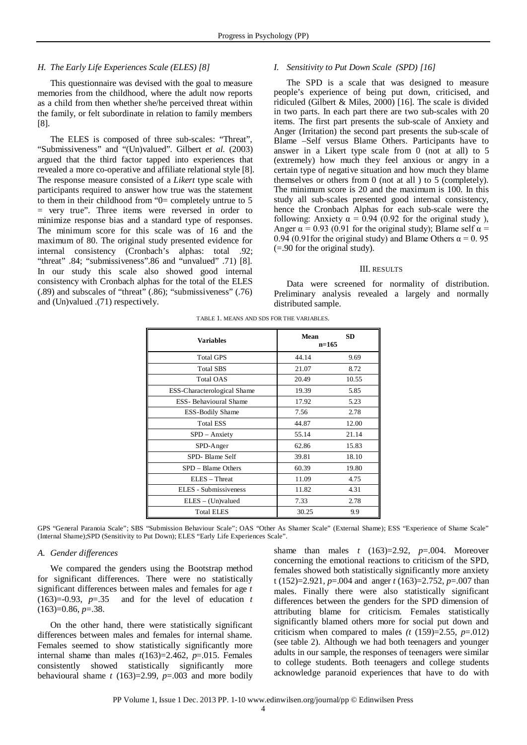### H. The Early Life Experiences Scale (ELES) [8]

This questionnaire was devised with the goal to measure memories from the childhood, where the adult now reports as a child from then whether she/he perceived threat within the family, or felt subordinate in relation to family members [8].

The ELES is composed of three sub-scales: "Threat", "Submissiveness" and "(Un)valued". Gilbert *et al.* (2003) argued that the third factor tapped into experiences that revealed a more co-operative and affiliate relational style [8]. The response measure consisted of a *Likert* type scale with participants required to answer how true was the statement to them in their childhood from "0= completely untrue to 5 = very true". Three items were reversed in order to minimize response bias and a standard type of responses. The minimum score for this scale was of 16 and the maximum of 80. The original study presented evidence for internal consistency (Cronbach's alphas: total .92; "threat" .84; "submissiveness".86 and "unvalued" .71) [8]. In our study this scale also showed good internal consistency with Cronbach alphas for the total of the ELES (.89) and subscales of "threat" (.86); "submissiveness" (.76) and (Un)valued .(71) respectively.

### I. Sensitivity to Put Down Scale (SPD) [16]

The SPD is a scale that was designed to measure people's experience of being put down, criticised, and ridiculed (Gilbert & Miles, 2000) [16]. The scale is divided in two parts. In each part there are two sub-scales with 20 items. The first part presents the sub-scale of Anxiety and Anger (Irritation) the second part presents the sub-scale of Blame –Self versus Blame Others. Participants have to answer in a Likert type scale from 0 (not at all) to 5 (extremely) how much they feel anxious or angry in a certain type of negative situation and how much they blame themselves or others from 0 (not at all ) to 5 (completely). The minimum score is 20 and the maximum is 100. In this study all sub-scales presented good internal consistency, hence the Cronbach Alphas for each sub-scale were the following: Anxiety $\alpha$ = 0.94 (0.92 for the original study ), Anger $\alpha$ = 0.93 (0.91 for the original study); Blame self $\alpha$ = 0.94 (0.91for the original study) and Blame Others $\alpha$ = 0. 95 (=.90 for the original study).

## III. RESULTS

Data were screened for normality of distribution. Preliminary analysis revealed a largely and normally distributed sample.

TABLE 1. MEANS AND SDS FOR THE VARIABLES.

| Variables | Mean n=165 | SD |
|---|---|---|
| Total GPS | 44.14 | 9.69 |
| Total SBS | 21.07 | 8.72 |
| Total OAS | 20.49 | 10.55 |
| ESS-Characterological Shame | 19.39 | 5.85 |
| ESS- Behavioural Shame | 17.92 | 5.23 |
| ESS-Bodily Shame | 7.56 | 2.78 |
| Total ESS | 44.87 | 12.00 |
| SPD – Anxiety | 55.14 | 21.14 |
| SPD-Anger | 62.86 | 15.83 |
| SPD- Blame Self | 39.81 | 18.10 |
| SPD – Blame Others | 60.39 | 19.80 |
| ELES – Threat | 11.09 | 4.75 |
| ELES - Submissiveness | 11.82 | 4.31 |
| ELES – (Un)valued | 7.33 | 2.78 |
| Total ELES | 30.25 | 9.9 |

GPS "General Paranoia Scale"; SBS "Submission Behaviour Scale"; OAS "Other As Shamer Scale" (External Shame); ESS "Experience of Shame Scale" (Internal Shame);SPD (Sensitivity to Put Down); ELES "Early Life Experiences Scale".

### A. Gender differences

We compared the genders using the Bootstrap method for significant differences. There were no statistically significant differences between males and females for age $t$ (163)=-0.93, $p$=.35 and for the level of education $t$ (163)=0.86, $p$=.38.

On the other hand, there were statistically significant differences between males and females for internal shame. Females seemed to show statistically significantly more internal shame than males $t$(163)=2.462, $p$=.015. Females consistently showed statistically significantly more behavioural shame $t$ (163)=2.99, $p$=.003 and more bodily shame than males $t$ (163)=2.92, $p$=.004. Moreover concerning the emotional reactions to criticism of the SPD, females showed both statistically significantly more anxiety t (152)=2.921, $p$=.004 and anger $t$ (163)=2.752, $p$=.007 than males. Finally there were also statistically significant differences between the genders for the SPD dimension of attributing blame for criticism. Females statistically significantly blamed others more for social put down and criticism when compared to males *(t* (159)=2.55, $p$=.012) (see table 2). Although we had both teenagers and younger adults in our sample, the responses of teenagers were similar to college students. Both teenagers and college students acknowledge paranoid experiences that have to do with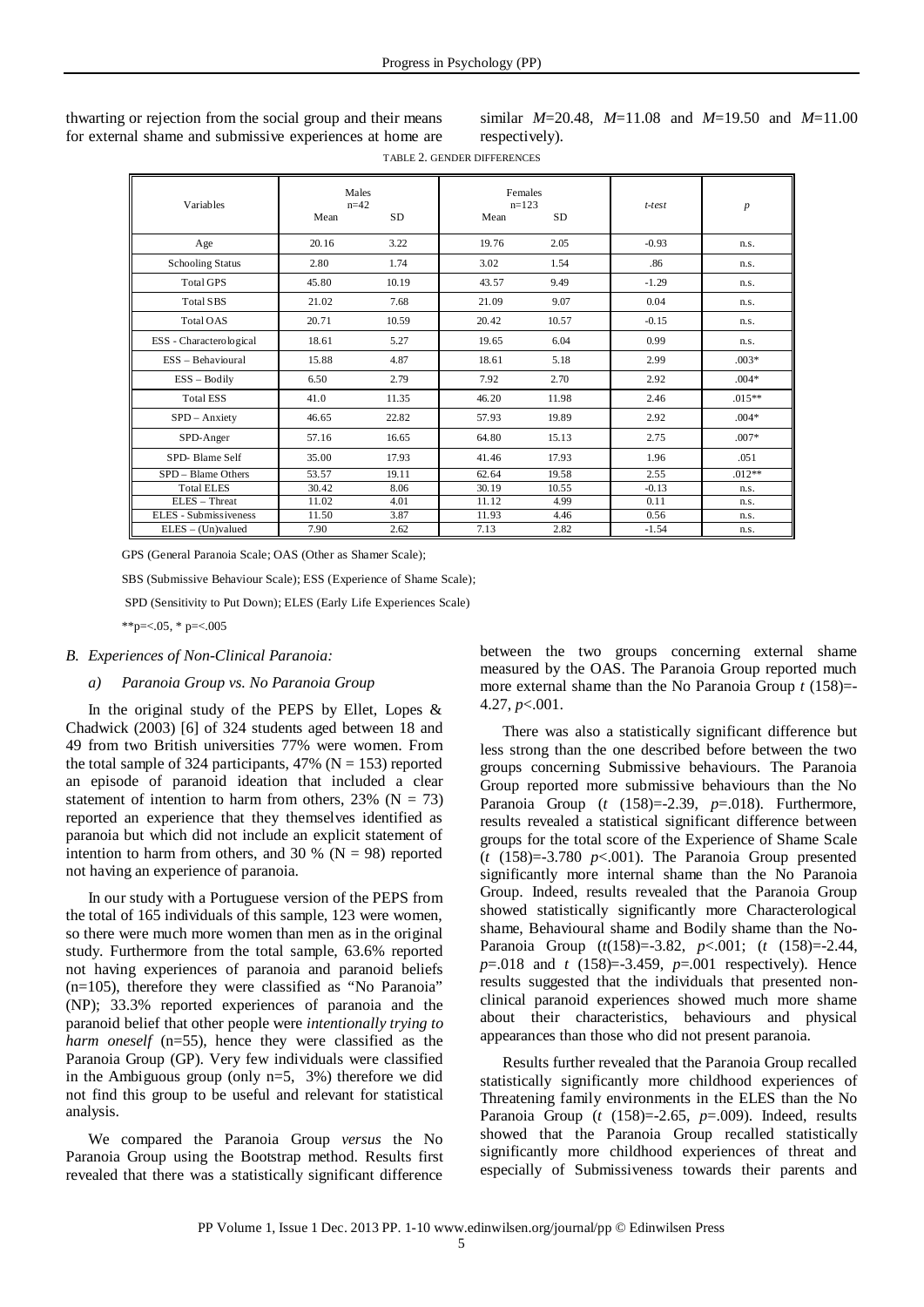thwarting or rejection from the social group and their means for external shame and submissive experiences at home are similar $M$=20.48, $M$=11.08 and $M$=19.50 and $M$=11.00 respectively).

TABLE 2. GENDER DIFFERENCES

| Variables | Males n=42 | | Females n=123 | | *t-test* | *p* |
|---|---|---|---|---|---|---|
| | Mean | SD | Mean | SD | | |
| Age | 20.16 | 3.22 | 19.76 | 2.05 | -0.93 | n.s. |
| Schooling Status | 2.80 | 1.74 | 3.02 | 1.54 | .86 | n.s. |
| Total GPS | 45.80 | 10.19 | 43.57 | 9.49 | -1.29 | n.s. |
| Total SBS | 21.02 | 7.68 | 21.09 | 9.07 | 0.04 | n.s. |
| Total OAS | 20.71 | 10.59 | 20.42 | 10.57 | -0.15 | n.s. |
| ESS - Characterological | 18.61 | 5.27 | 19.65 | 6.04 | 0.99 | n.s. |
| ESS – Behavioural | 15.88 | 4.87 | 18.61 | 5.18 | 2.99 | .003* |
| ESS – Bodily | 6.50 | 2.79 | 7.92 | 2.70 | 2.92 | .004* |
| Total ESS | 41.0 | 11.35 | 46.20 | 11.98 | 2.46 | .015** |
| SPD – Anxiety | 46.65 | 22.82 | 57.93 | 19.89 | 2.92 | .004* |
| SPD-Anger | 57.16 | 16.65 | 64.80 | 15.13 | 2.75 | .007* |
| SPD- Blame Self | 35.00 | 17.93 | 41.46 | 17.93 | 1.96 | .051 |
| SPD – Blame Others | 53.57 | 19.11 | 62.64 | 19.58 | 2.55 | .012** |
| Total ELES | 30.42 | 8.06 | 30.19 | 10.55 | -0.13 | n.s. |
| ELES – Threat | 11.02 | 4.01 | 11.12 | 4.99 | 0.11 | n.s. |
| ELES - Submissiveness | 11.50 | 3.87 | 11.93 | 4.46 | 0.56 | n.s. |
| ELES – (Un)valued | 7.90 | 2.62 | 7.13 | 2.82 | -1.54 | n.s. |

GPS (General Paranoia Scale; OAS (Other as Shamer Scale);

SBS (Submissive Behaviour Scale); ESS (Experience of Shame Scale);

SPD (Sensitivity to Put Down); ELES (Early Life Experiences Scale)

**p=<.05, * p=<.005

### *B. Experiences of Non-Clinical Paranoia:*

#### *a) Paranoia Group vs. No Paranoia Group*

In the original study of the PEPS by Ellet, Lopes & Chadwick (2003) [6] of 324 students aged between 18 and 49 from two British universities 77% were women. From the total sample of 324 participants, 47% (N = 153) reported an episode of paranoid ideation that included a clear statement of intention to harm from others, 23% (N = 73) reported an experience that they themselves identified as paranoia but which did not include an explicit statement of intention to harm from others, and 30 % (N = 98) reported not having an experience of paranoia.

In our study with a Portuguese version of the PEPS from the total of 165 individuals of this sample, 123 were women, so there were much more women than men as in the original study. Furthermore from the total sample, 63.6% reported not having experiences of paranoia and paranoid beliefs (n=105), therefore they were classified as "No Paranoia" (NP); 33.3% reported experiences of paranoia and the paranoid belief that other people were *intentionally trying to harm oneself* (n=55), hence they were classified as the Paranoia Group (GP). Very few individuals were classified in the Ambiguous group (only n=5, 3%) therefore we did not find this group to be useful and relevant for statistical analysis.

We compared the Paranoia Group *versus* the No Paranoia Group using the Bootstrap method. Results first revealed that there was a statistically significant difference between the two groups concerning external shame measured by the OAS. The Paranoia Group reported much more external shame than the No Paranoia Group $t$ (158)=-4.27, $p$<.001.

There was also a statistically significant difference but less strong than the one described before between the two groups concerning Submissive behaviours. The Paranoia Group reported more submissive behaviours than the No Paranoia Group ($t$ (158)=-2.39, $p$=.018). Furthermore, results revealed a statistical significant difference between groups for the total score of the Experience of Shame Scale ($t$ (158)=-3.780 $p$<.001). The Paranoia Group presented significantly more internal shame than the No Paranoia Group. Indeed, results revealed that the Paranoia Group showed statistically significantly more Characterological shame, Behavioural shame and Bodily shame than the No-Paranoia Group ($t$(158)=-3.82, $p$<.001; ($t$ (158)=-2.44, $p$=.018 and $t$ (158)=-3.459, $p$=.001 respectively). Hence results suggested that the individuals that presented non-clinical paranoid experiences showed much more shame about their characteristics, behaviours and physical appearances than those who did not present paranoia.

Results further revealed that the Paranoia Group recalled statistically significantly more childhood experiences of Threatening family environments in the ELES than the No Paranoia Group ($t$ (158)=-2.65, $p$=.009). Indeed, results showed that the Paranoia Group recalled statistically significantly more childhood experiences of threat and especially of Submissiveness towards their parents and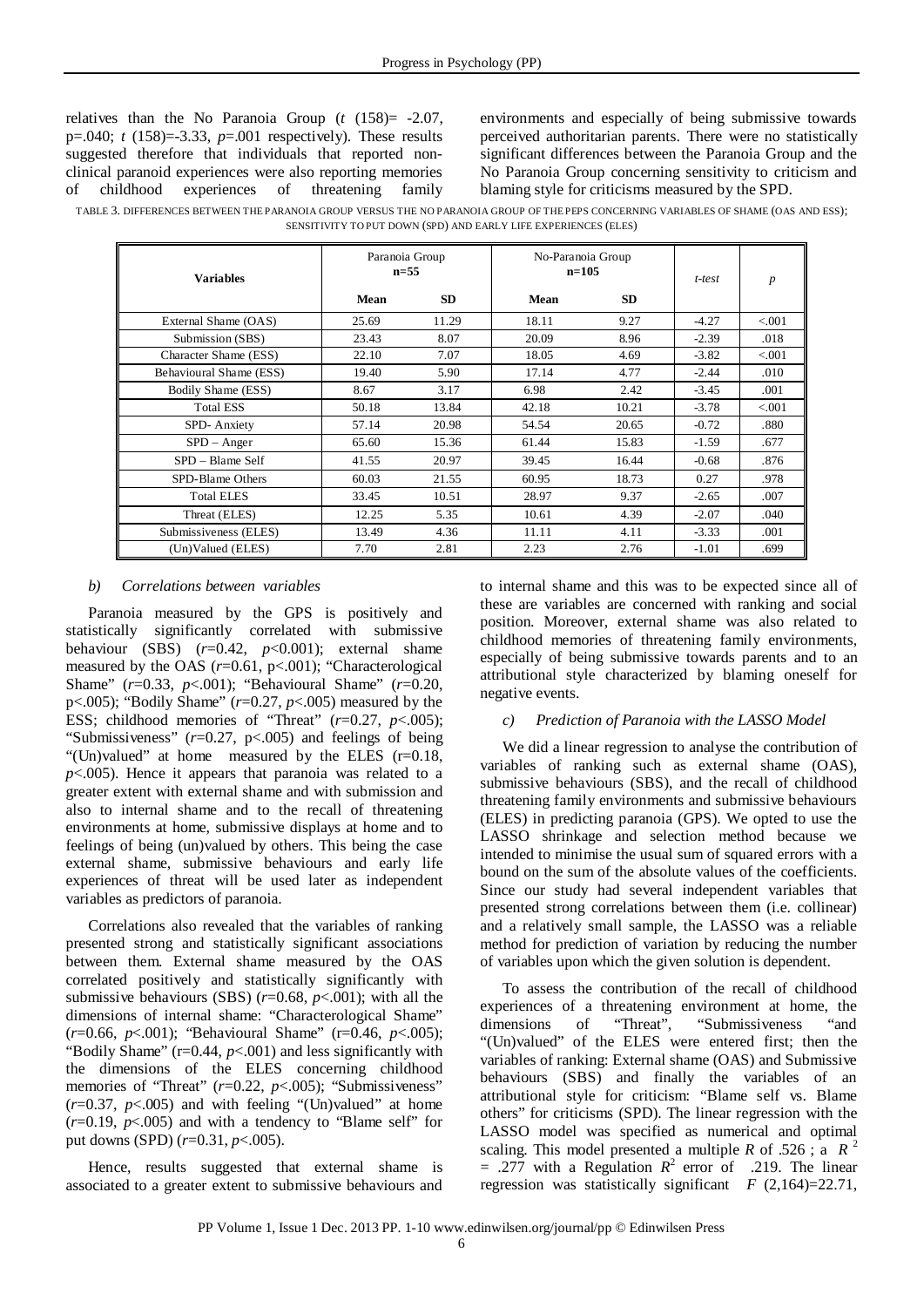relatives than the No Paranoia Group ($t$ (158)= -2.07, p=.040; $t$ (158)=-3.33, $p$=.001 respectively). These results suggested therefore that individuals that reported non-clinical paranoid experiences were also reporting memories of childhood experiences of threatening family environments and especially of being submissive towards perceived authoritarian parents. There were no statistically significant differences between the Paranoia Group and the No Paranoia Group concerning sensitivity to criticism and blaming style for criticisms measured by the SPD.

TABLE 3. DIFFERENCES BETWEEN THE PARANOIA GROUP VERSUS THE NO PARANOIA GROUP OF THE PEPS CONCERNING VARIABLES OF SHAME (OAS AND ESS); SENSITIVITY TO PUT DOWN (SPD) AND EARLY LIFE EXPERIENCES (ELES)

| Variables | Paranoia Group n=55 | | No-Paranoia Group n=105 | | t-test | p |
|---|---|---|---|---|---|---|
| | **Mean** | **SD** | **Mean** | **SD** | | |
| External Shame (OAS) | 25.69 | 11.29 | 18.11 | 9.27 | -4.27 | <.001 |
| Submission (SBS) | 23.43 | 8.07 | 20.09 | 8.96 | -2.39 | .018 |
| Character Shame (ESS) | 22.10 | 7.07 | 18.05 | 4.69 | -3.82 | <.001 |
| Behavioural Shame (ESS) | 19.40 | 5.90 | 17.14 | 4.77 | -2.44 | .010 |
| Bodily Shame (ESS) | 8.67 | 3.17 | 6.98 | 2.42 | -3.45 | .001 |
| Total ESS | 50.18 | 13.84 | 42.18 | 10.21 | -3.78 | <.001 |
| SPD- Anxiety | 57.14 | 20.98 | 54.54 | 20.65 | -0.72 | .880 |
| SPD – Anger | 65.60 | 15.36 | 61.44 | 15.83 | -1.59 | .677 |
| SPD – Blame Self | 41.55 | 20.97 | 39.45 | 16.44 | -0.68 | .876 |
| SPD-Blame Others | 60.03 | 21.55 | 60.95 | 18.73 | 0.27 | .978 |
| Total ELES | 33.45 | 10.51 | 28.97 | 9.37 | -2.65 | .007 |
| Threat (ELES) | 12.25 | 5.35 | 10.61 | 4.39 | -2.07 | .040 |
| Submissiveness (ELES) | 13.49 | 4.36 | 11.11 | 4.11 | -3.33 | .001 |
| (Un)Valued (ELES) | 7.70 | 2.81 | 2.23 | 2.76 | -1.01 | .699 |

### *b) Correlations between variables*

Paranoia measured by the GPS is positively and statistically significantly correlated with submissive behaviour (SBS) ($r$=0.42, $p$<0.001); external shame measured by the OAS ($r$=0.61, p<.001); "Characterological Shame" ($r$=0.33, $p$<.001); "Behavioural Shame" ($r$=0.20, p<.005); "Bodily Shame" ($r$=0.27, $p$<.005) measured by the ESS; childhood memories of "Threat" ($r$=0.27, $p$<.005); "Submissiveness" ($r$=0.27, p<.005) and feelings of being "(Un)valued" at home measured by the ELES (r=0.18, $p$<.005). Hence it appears that paranoia was related to a greater extent with external shame and with submission and also to internal shame and to the recall of threatening environments at home, submissive displays at home and to feelings of being (un)valued by others. This being the case external shame, submissive behaviours and early life experiences of threat will be used later as independent variables as predictors of paranoia.

Correlations also revealed that the variables of ranking presented strong and statistically significant associations between them. External shame measured by the OAS correlated positively and statistically significantly with submissive behaviours (SBS) ($r$=0.68, $p$<.001); with all the dimensions of internal shame: "Characterological Shame" ($r$=0.66, $p$<.001); "Behavioural Shame" (r=0.46, $p$<.005); "Bodily Shame" (r=0.44, $p$<.001) and less significantly with the dimensions of the ELES concerning childhood memories of "Threat" ($r$=0.22, $p$<.005); "Submissiveness" ($r$=0.37, $p$<.005) and with feeling "(Un)valued" at home ($r$=0.19, $p$<.005) and with a tendency to "Blame self" for put downs (SPD) ($r$=0.31, $p$<.005).

Hence, results suggested that external shame is associated to a greater extent to submissive behaviours and to internal shame and this was to be expected since all of these are variables are concerned with ranking and social position. Moreover, external shame was also related to childhood memories of threatening family environments, especially of being submissive towards parents and to an attributional style characterized by blaming oneself for negative events.

### *c) Prediction of Paranoia with the LASSO Model*

We did a linear regression to analyse the contribution of variables of ranking such as external shame (OAS), submissive behaviours (SBS), and the recall of childhood threatening family environments and submissive behaviours (ELES) in predicting paranoia (GPS). We opted to use the LASSO shrinkage and selection method because we intended to minimise the usual sum of squared errors with a bound on the sum of the absolute values of the coefficients. Since our study had several independent variables that presented strong correlations between them (i.e. collinear) and a relatively small sample, the LASSO was a reliable method for prediction of variation by reducing the number of variables upon which the given solution is dependent.

To assess the contribution of the recall of childhood experiences of a threatening environment at home, the dimensions of "Threat", "Submissiveness "and "(Un)valued" of the ELES were entered first; then the variables of ranking: External shame (OAS) and Submissive behaviours (SBS) and finally the variables of an attributional style for criticism: "Blame self vs. Blame others" for criticisms (SPD). The linear regression with the LASSO model was specified as numerical and optimal scaling. This model presented a multiple $R$ of .526 ; a $R^2$ = .277 with a Regulation $R^2$ error of .219. The linear regression was statistically significant $F$ (2,164)=22.71,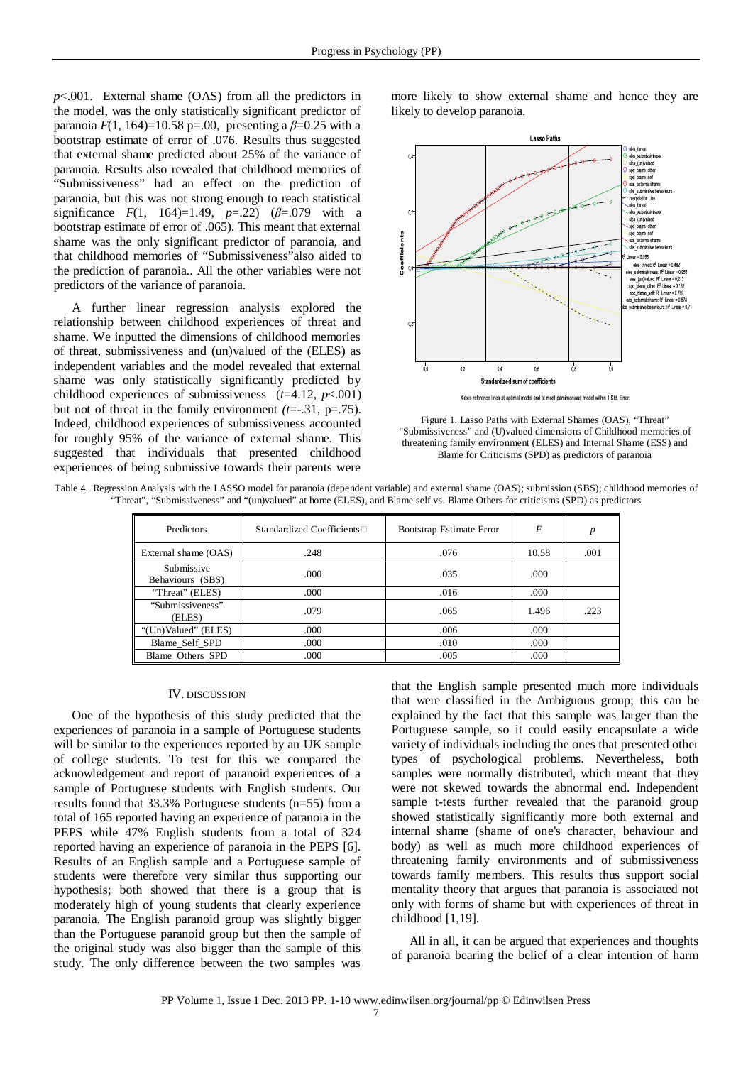$p$<.001. External shame (OAS) from all the predictors in the model, was the only statistically significant predictor of paranoia $F(1, 164)=10.58$ p=.00, presenting a $\beta=0.25$ with a bootstrap estimate of error of .076. Results thus suggested that external shame predicted about 25% of the variance of paranoia. Results also revealed that childhood memories of "Submissiveness" had an effect on the prediction of paranoia, but this was not strong enough to reach statistical significance $F(1, 164)=1.49$, $p=.22$) ($\beta=.079$ with a bootstrap estimate of error of .065). This meant that external shame was the only significant predictor of paranoia, and that childhood memories of "Submissiveness"also aided to the prediction of paranoia.. All the other variables were not predictors of the variance of paranoia.

A further linear regression analysis explored the relationship between childhood experiences of threat and shame. We inputted the dimensions of childhood memories of threat, submissiveness and (un)valued of the (ELES) as independent variables and the model revealed that external shame was only statistically significantly predicted by childhood experiences of submissiveness ($t=4.12$, $p<.001$) but not of threat in the family environment ($t=-.31$, p=.75). Indeed, childhood experiences of submissiveness accounted for roughly 95% of the variance of external shame. This suggested that individuals that presented childhood experiences of being submissive towards their parents were more likely to show external shame and hence they are likely to develop paranoia.

Figure 1. Lasso Paths with External Shames (OAS), "Threat" "Submissiveness" and (U)valued dimensions of Childhood memories of threatening family environment (ELES) and Internal Shame (ESS) and Blame for Criticisms (SPD) as predictors of paranoia

Table 4. Regression Analysis with the LASSO model for paranoia (dependent variable) and external shame (OAS); submission (SBS); childhood memories of "Threat", "Submissiveness" and "(un)valued" at home (ELES), and Blame self vs. Blame Others for criticisms (SPD) as predictors

| Predictors | Standardized Coefficients | Bootstrap Estimate Error | $F$ | $p$ |
|---|---|---|---|---|
| External shame (OAS) | .248 | .076 | 10.58 | .001 |
| Submissive Behaviours (SBS) | .000 | .035 | .000 | |
| "Threat" (ELES) | .000 | .016 | .000 | |
| "Submissiveness" (ELES) | .079 | .065 | 1.496 | .223 |
| "(Un)Valued" (ELES) | .000 | .006 | .000 | |
| Blame_Self_SPD | .000 | .010 | .000 | |
| Blame_Others_SPD | .000 | .005 | .000 | |

## IV. Discussion

One of the hypothesis of this study predicted that the experiences of paranoia in a sample of Portuguese students will be similar to the experiences reported by an UK sample of college students. To test for this we compared the acknowledgement and report of paranoid experiences of a sample of Portuguese students with English students. Our results found that 33.3% Portuguese students (n=55) from a total of 165 reported having an experience of paranoia in the PEPS while 47% English students from a total of 324 reported having an experience of paranoia in the PEPS [6]. Results of an English sample and a Portuguese sample of students were therefore very similar thus supporting our hypothesis; both showed that there is a group that is moderately high of young students that clearly experience paranoia. The English paranoid group was slightly bigger than the Portuguese paranoid group but then the sample of the original study was also bigger than the sample of this study. The only difference between the two samples was that the English sample presented much more individuals that were classified in the Ambiguous group; this can be explained by the fact that this sample was larger than the Portuguese sample, so it could easily encapsulate a wide variety of individuals including the ones that presented other types of psychological problems. Nevertheless, both samples were normally distributed, which meant that they were not skewed towards the abnormal end. Independent sample t-tests further revealed that the paranoid group showed statistically significantly more both external and internal shame (shame of one's character, behaviour and body) as well as much more childhood experiences of threatening family environments and of submissiveness towards family members. This results thus support social mentality theory that argues that paranoia is associated not only with forms of shame but with experiences of threat in childhood [1,19].

All in all, it can be argued that experiences and thoughts of paranoia bearing the belief of a clear intention of harm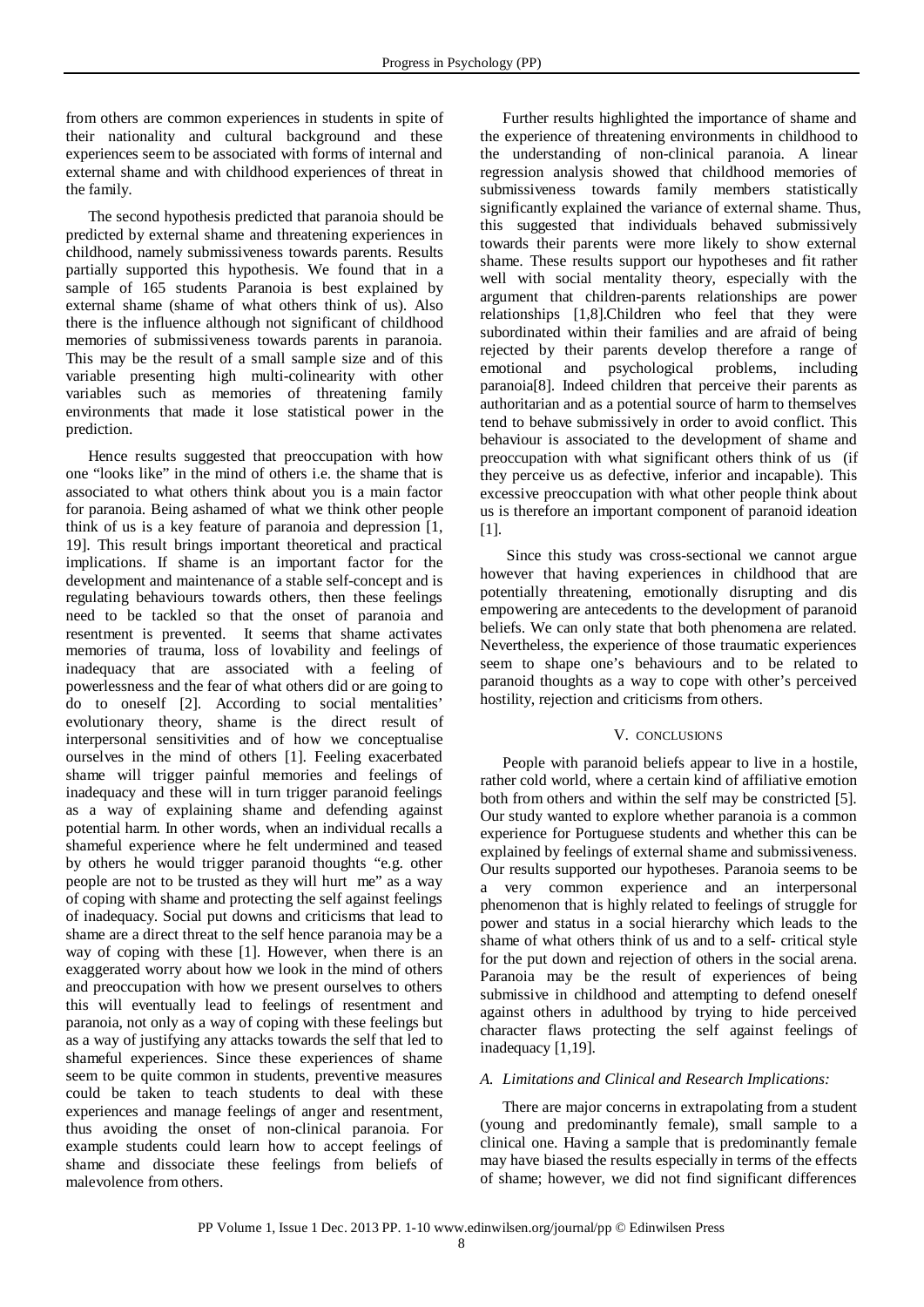from others are common experiences in students in spite of their nationality and cultural background and these experiences seem to be associated with forms of internal and external shame and with childhood experiences of threat in the family.

The second hypothesis predicted that paranoia should be predicted by external shame and threatening experiences in childhood, namely submissiveness towards parents. Results partially supported this hypothesis. We found that in a sample of 165 students Paranoia is best explained by external shame (shame of what others think of us). Also there is the influence although not significant of childhood memories of submissiveness towards parents in paranoia. This may be the result of a small sample size and of this variable presenting high multi-colinearity with other variables such as memories of threatening family environments that made it lose statistical power in the prediction.

Hence results suggested that preoccupation with how one "looks like" in the mind of others i.e. the shame that is associated to what others think about you is a main factor for paranoia. Being ashamed of what we think other people think of us is a key feature of paranoia and depression [1, 19]. This result brings important theoretical and practical implications. If shame is an important factor for the development and maintenance of a stable self-concept and is regulating behaviours towards others, then these feelings need to be tackled so that the onset of paranoia and resentment is prevented. It seems that shame activates memories of trauma, loss of lovability and feelings of inadequacy that are associated with a feeling of powerlessness and the fear of what others did or are going to do to oneself [2]. According to social mentalities' evolutionary theory, shame is the direct result of interpersonal sensitivities and of how we conceptualise ourselves in the mind of others [1]. Feeling exacerbated shame will trigger painful memories and feelings of inadequacy and these will in turn trigger paranoid feelings as a way of explaining shame and defending against potential harm. In other words, when an individual recalls a shameful experience where he felt undermined and teased by others he would trigger paranoid thoughts "e.g. other people are not to be trusted as they will hurt me" as a way of coping with shame and protecting the self against feelings of inadequacy. Social put downs and criticisms that lead to shame are a direct threat to the self hence paranoia may be a way of coping with these [1]. However, when there is an exaggerated worry about how we look in the mind of others and preoccupation with how we present ourselves to others this will eventually lead to feelings of resentment and paranoia, not only as a way of coping with these feelings but as a way of justifying any attacks towards the self that led to shameful experiences. Since these experiences of shame seem to be quite common in students, preventive measures could be taken to teach students to deal with these experiences and manage feelings of anger and resentment, thus avoiding the onset of non-clinical paranoia. For example students could learn how to accept feelings of shame and dissociate these feelings from beliefs of malevolence from others.

Further results highlighted the importance of shame and the experience of threatening environments in childhood to the understanding of non-clinical paranoia. A linear regression analysis showed that childhood memories of submissiveness towards family members statistically significantly explained the variance of external shame. Thus, this suggested that individuals behaved submissively towards their parents were more likely to show external shame. These results support our hypotheses and fit rather well with social mentality theory, especially with the argument that children-parents relationships are power relationships [1,8].Children who feel that they were subordinated within their families and are afraid of being rejected by their parents develop therefore a range of emotional and psychological problems, including paranoia[8]. Indeed children that perceive their parents as authoritarian and as a potential source of harm to themselves tend to behave submissively in order to avoid conflict. This behaviour is associated to the development of shame and preoccupation with what significant others think of us (if they perceive us as defective, inferior and incapable). This excessive preoccupation with what other people think about us is therefore an important component of paranoid ideation [1].

Since this study was cross-sectional we cannot argue however that having experiences in childhood that are potentially threatening, emotionally disrupting and dis empowering are antecedents to the development of paranoid beliefs. We can only state that both phenomena are related. Nevertheless, the experience of those traumatic experiences seem to shape one's behaviours and to be related to paranoid thoughts as a way to cope with other's perceived hostility, rejection and criticisms from others.

## V. CONCLUSIONS

People with paranoid beliefs appear to live in a hostile, rather cold world, where a certain kind of affiliative emotion both from others and within the self may be constricted [5]. Our study wanted to explore whether paranoia is a common experience for Portuguese students and whether this can be explained by feelings of external shame and submissiveness. Our results supported our hypotheses. Paranoia seems to be a very common experience and an interpersonal phenomenon that is highly related to feelings of struggle for power and status in a social hierarchy which leads to the shame of what others think of us and to a self- critical style for the put down and rejection of others in the social arena. Paranoia may be the result of experiences of being submissive in childhood and attempting to defend oneself against others in adulthood by trying to hide perceived character flaws protecting the self against feelings of inadequacy [1,19].

### *A. Limitations and Clinical and Research Implications:*

There are major concerns in extrapolating from a student (young and predominantly female), small sample to a clinical one. Having a sample that is predominantly female may have biased the results especially in terms of the effects of shame; however, we did not find significant differences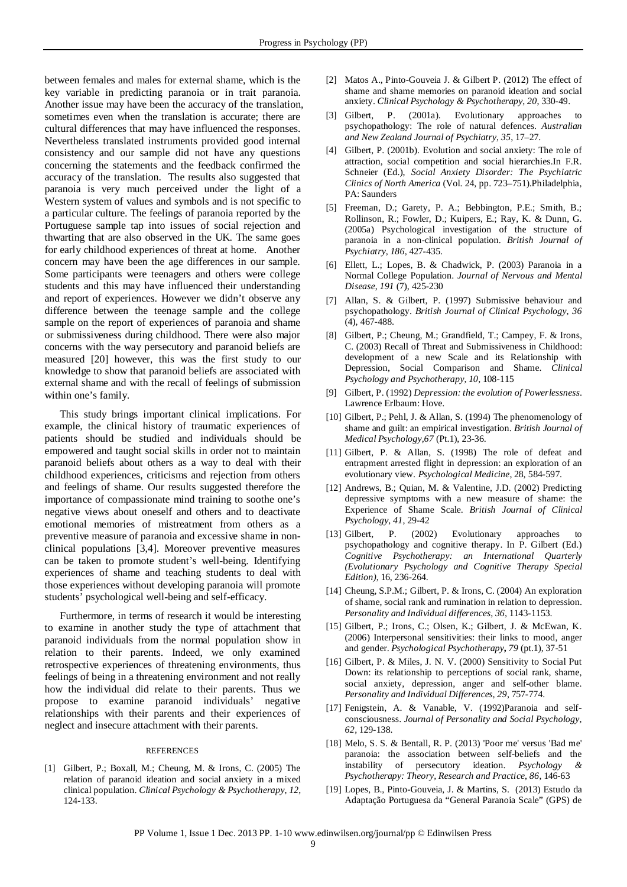between females and males for external shame, which is the key variable in predicting paranoia or in trait paranoia. Another issue may have been the accuracy of the translation, sometimes even when the translation is accurate; there are cultural differences that may have influenced the responses. Nevertheless translated instruments provided good internal consistency and our sample did not have any questions concerning the statements and the feedback confirmed the accuracy of the translation. The results also suggested that paranoia is very much perceived under the light of a Western system of values and symbols and is not specific to a particular culture. The feelings of paranoia reported by the Portuguese sample tap into issues of social rejection and thwarting that are also observed in the UK. The same goes for early childhood experiences of threat at home. Another concern may have been the age differences in our sample. Some participants were teenagers and others were college students and this may have influenced their understanding and report of experiences. However we didn't observe any difference between the teenage sample and the college sample on the report of experiences of paranoia and shame or submissiveness during childhood. There were also major concerns with the way persecutory and paranoid beliefs are measured [20] however, this was the first study to our knowledge to show that paranoid beliefs are associated with external shame and with the recall of feelings of submission within one's family.

This study brings important clinical implications. For example, the clinical history of traumatic experiences of patients should be studied and individuals should be empowered and taught social skills in order not to maintain paranoid beliefs about others as a way to deal with their childhood experiences, criticisms and rejection from others and feelings of shame. Our results suggested therefore the importance of compassionate mind training to soothe one's negative views about oneself and others and to deactivate emotional memories of mistreatment from others as a preventive measure of paranoia and excessive shame in non-clinical populations [3,4]. Moreover preventive measures can be taken to promote student's well-being. Identifying experiences of shame and teaching students to deal with those experiences without developing paranoia will promote students' psychological well-being and self-efficacy.

Furthermore, in terms of research it would be interesting to examine in another study the type of attachment that paranoid individuals from the normal population show in relation to their parents. Indeed, we only examined retrospective experiences of threatening environments, thus feelings of being in a threatening environment and not really how the individual did relate to their parents. Thus we propose to examine paranoid individuals' negative relationships with their parents and their experiences of neglect and insecure attachment with their parents.

## REFERENCES

[1] Gilbert, P.; Boxall, M.; Cheung, M. & Irons, C. (2005) The relation of paranoid ideation and social anxiety in a mixed clinical population. *Clinical Psychology & Psychotherapy, 12*, 124-133.

[2] Matos A., Pinto-Gouveia J. & Gilbert P. (2012) The effect of shame and shame memories on paranoid ideation and social anxiety. *Clinical Psychology & Psychotherapy, 20*, 330-49.

[3] Gilbert, P. (2001a). Evolutionary approaches to psychopathology: The role of natural defences. *Australian and New Zealand Journal of Psychiatry, 35*, 17–27.

[4] Gilbert, P. (2001b). Evolution and social anxiety: The role of attraction, social competition and social hierarchies.In F.R. Schneier (Ed.), *Social Anxiety Disorder: The Psychiatric Clinics of North America* (Vol. 24, pp. 723–751).Philadelphia, PA: Saunders

[5] Freeman, D.; Garety, P. A.; Bebbington, P.E.; Smith, B.; Rollinson, R.; Fowler, D.; Kuipers, E.; Ray, K. & Dunn, G. (2005a) Psychological investigation of the structure of paranoia in a non-clinical population. *British Journal of Psychiatry, 186*, 427-435.

[6] Ellett, L.; Lopes, B. & Chadwick, P. (2003) Paranoia in a Normal College Population. *Journal of Nervous and Mental Disease, 191* (7), 425-230

[7] Allan, S. & Gilbert, P. (1997) Submissive behaviour and psychopathology. *British Journal of Clinical Psychology, 36* (4), 467-488.

[8] Gilbert, P.; Cheung, M.; Grandfield, T.; Campey, F. & Irons, C. (2003) Recall of Threat and Submissiveness in Childhood: development of a new Scale and its Relationship with Depression, Social Comparison and Shame. *Clinical Psychology and Psychotherapy, 10*, 108-115

[9] Gilbert, P. (1992) *Depression: the evolution of Powerlessness*. Lawrence Erlbaum: Hove.

[10] Gilbert, P.; Pehl, J. & Allan, S. (1994) The phenomenology of shame and guilt: an empirical investigation. *British Journal of Medical Psychology,67* (Pt.1), 23-36.

[11] Gilbert, P. & Allan, S. (1998) The role of defeat and entrapment arrested flight in depression: an exploration of an evolutionary view. *Psychological Medicine*, 28, 584-597.

[12] Andrews, B.; Quian, M. & Valentine, J.D. (2002) Predicting depressive symptoms with a new measure of shame: the Experience of Shame Scale. *British Journal of Clinical Psychology, 41*, 29-42

[13] Gilbert, P. (2002) Evolutionary approaches to psychopathology and cognitive therapy. In P. Gilbert (Ed.) *Cognitive Psychotherapy: an International Quarterly (Evolutionary Psychology and Cognitive Therapy Special Edition)*, 16, 236-264.

[14] Cheung, S.P.M.; Gilbert, P. & Irons, C. (2004) An exploration of shame, social rank and rumination in relation to depression. *Personality and Individual differences, 36*, 1143-1153.

[15] Gilbert, P.; Irons, C.; Olsen, K.; Gilbert, J. & McEwan, K. (2006) Interpersonal sensitivities: their links to mood, anger and gender. *Psychological Psychotherapy***, *79*** (pt.1), 37-51

[16] Gilbert, P. & Miles, J. N. V. (2000) Sensitivity to Social Put Down: its relationship to perceptions of social rank, shame, social anxiety, depression, anger and self-other blame. *Personality and Individual Differences, 29*, 757-774.

[17] Fenigstein, A. & Vanable, V. (1992)Paranoia and self-consciousness. *Journal of Personality and Social Psychology, 62*, 129-138.

[18] Melo, S. S. & Bentall, R. P. (2013) 'Poor me' versus 'Bad me' paranoia: the association between self-beliefs and the instability of persecutory ideation. *Psychology & Psychotherapy: Theory, Research and Practice, 86*, 146-63

[19] Lopes, B., Pinto-Gouveia, J. & Martins, S. (2013) Estudo da Adaptação Portuguesa da "General Paranoia Scale" (GPS) de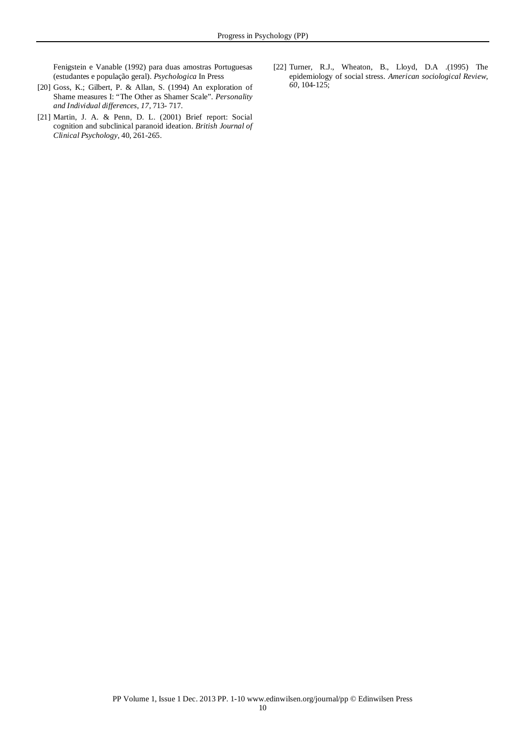Fenigstein e Vanable (1992) para duas amostras Portuguesas (estudantes e população geral). *Psychologica* In Press

[20] Goss, K.; Gilbert, P. & Allan, S. (1994) An exploration of Shame measures I: "The Other as Shamer Scale". *Personality and Individual differences*, *17*, 713- 717.

[21] Martin, J. A. & Penn, D. L. (2001) Brief report: Social cognition and subclinical paranoid ideation. *British Journal of Clinical Psychology*, 40, 261-265.

[22] Turner, R.J., Wheaton, B., Lloyd, D.A .(1995) The epidemiology of social stress. *American sociological Review*, *60*, 104-125;